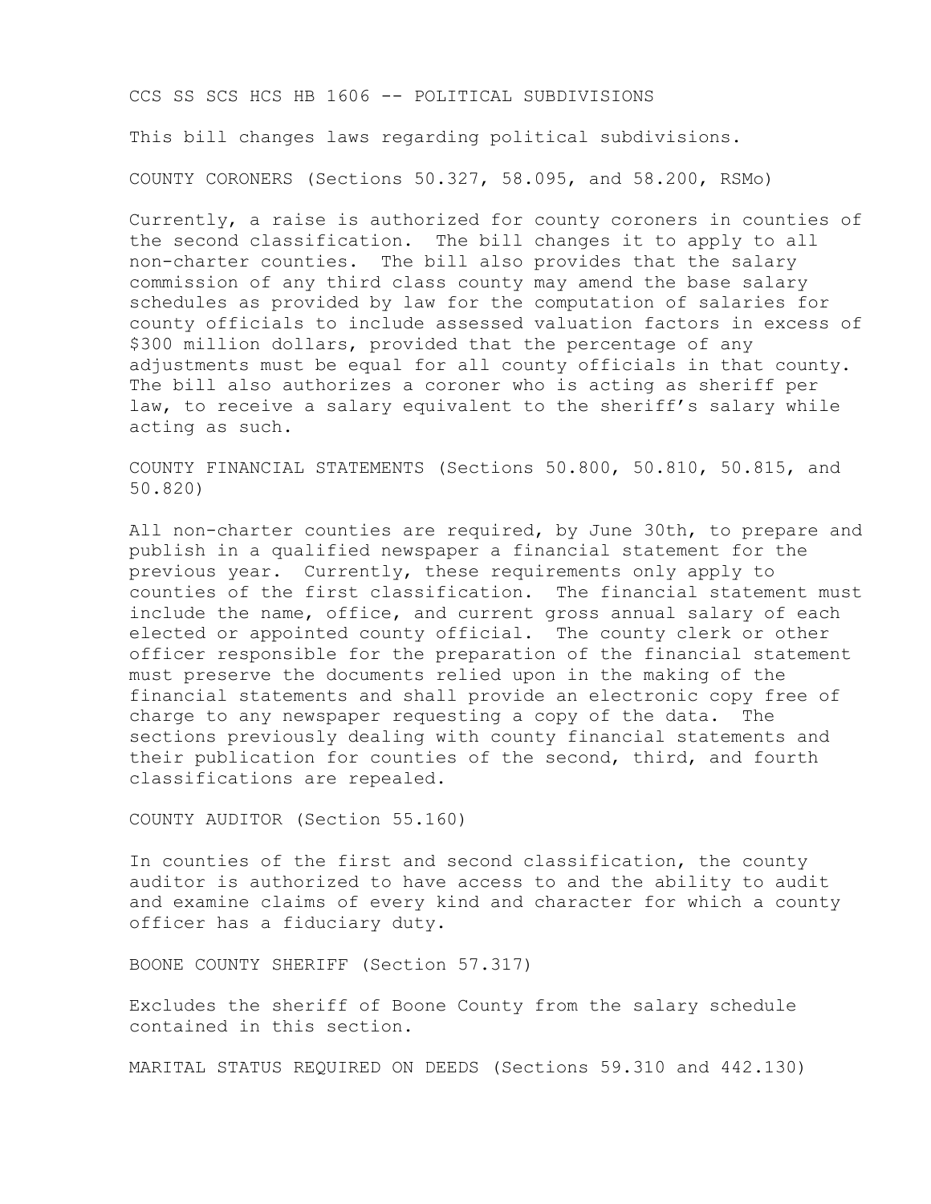# CCS SS SCS HCS HB 1606 -- POLITICAL SUBDIVISIONS

This bill changes laws regarding political subdivisions.

## COUNTY CORONERS (Sections 50.327, 58.095, and 58.200, RSMo)

Currently, a raise is authorized for county coroners in counties of the second classification. The bill changes it to apply to all non-charter counties. The bill also provides that the salary commission of any third class county may amend the base salary schedules as provided by law for the computation of salaries for county officials to include assessed valuation factors in excess of $300 million dollars, provided that the percentage of any adjustments must be equal for all county officials in that county. The bill also authorizes a coroner who is acting as sheriff per law, to receive a salary equivalent to the sheriff's salary while acting as such.

## COUNTY FINANCIAL STATEMENTS (Sections 50.800, 50.810, 50.815, and 50.820)

All non-charter counties are required, by June 30th, to prepare and publish in a qualified newspaper a financial statement for the previous year. Currently, these requirements only apply to counties of the first classification. The financial statement must include the name, office, and current gross annual salary of each elected or appointed county official. The county clerk or other officer responsible for the preparation of the financial statement must preserve the documents relied upon in the making of the financial statements and shall provide an electronic copy free of charge to any newspaper requesting a copy of the data. The sections previously dealing with county financial statements and their publication for counties of the second, third, and fourth classifications are repealed.

## COUNTY AUDITOR (Section 55.160)

In counties of the first and second classification, the county auditor is authorized to have access to and the ability to audit and examine claims of every kind and character for which a county officer has a fiduciary duty.

## BOONE COUNTY SHERIFF (Section 57.317)

Excludes the sheriff of Boone County from the salary schedule contained in this section.

## MARITAL STATUS REQUIRED ON DEEDS (Sections 59.310 and 442.130)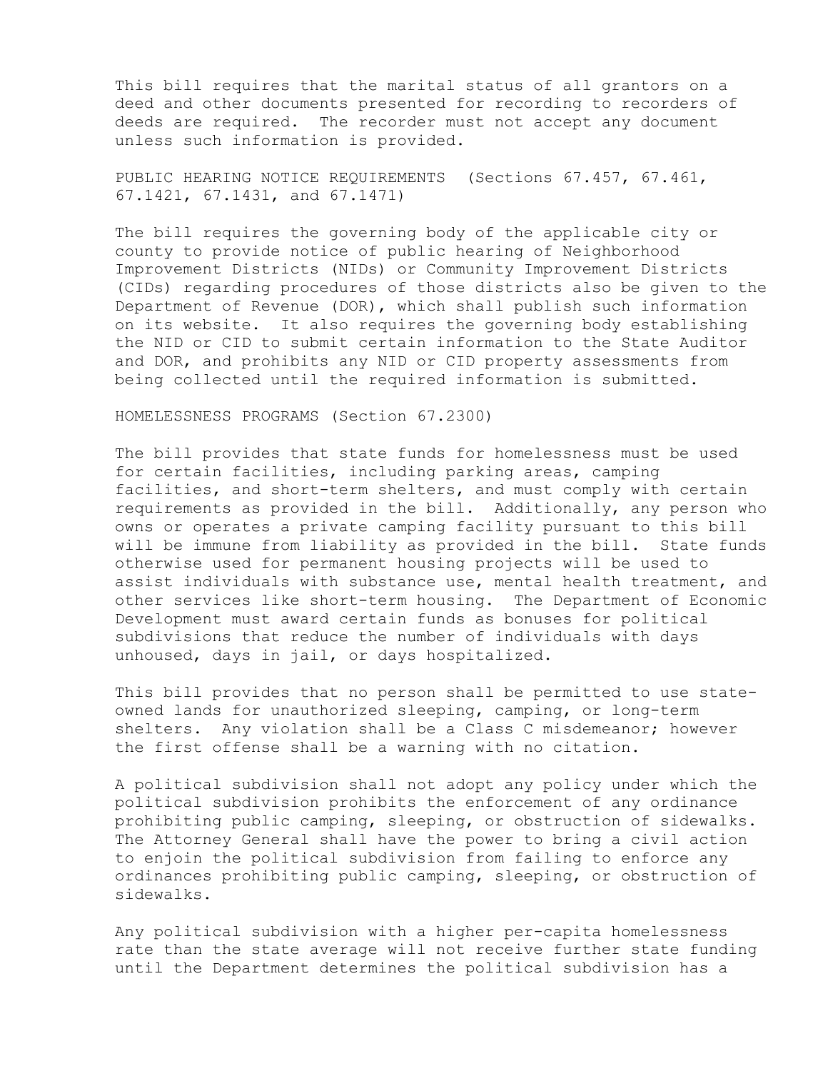This bill requires that the marital status of all grantors on a deed and other documents presented for recording to recorders of deeds are required. The recorder must not accept any document unless such information is provided.

PUBLIC HEARING NOTICE REQUIREMENTS (Sections 67.457, 67.461, 67.1421, 67.1431, and 67.1471)

The bill requires the governing body of the applicable city or county to provide notice of public hearing of Neighborhood Improvement Districts (NIDs) or Community Improvement Districts (CIDs) regarding procedures of those districts also be given to the Department of Revenue (DOR), which shall publish such information on its website. It also requires the governing body establishing the NID or CID to submit certain information to the State Auditor and DOR, and prohibits any NID or CID property assessments from being collected until the required information is submitted.

HOMELESSNESS PROGRAMS (Section 67.2300)

The bill provides that state funds for homelessness must be used for certain facilities, including parking areas, camping facilities, and short-term shelters, and must comply with certain requirements as provided in the bill. Additionally, any person who owns or operates a private camping facility pursuant to this bill will be immune from liability as provided in the bill. State funds otherwise used for permanent housing projects will be used to assist individuals with substance use, mental health treatment, and other services like short-term housing. The Department of Economic Development must award certain funds as bonuses for political subdivisions that reduce the number of individuals with days unhoused, days in jail, or days hospitalized.

This bill provides that no person shall be permitted to use state-owned lands for unauthorized sleeping, camping, or long-term shelters. Any violation shall be a Class C misdemeanor; however the first offense shall be a warning with no citation.

A political subdivision shall not adopt any policy under which the political subdivision prohibits the enforcement of any ordinance prohibiting public camping, sleeping, or obstruction of sidewalks. The Attorney General shall have the power to bring a civil action to enjoin the political subdivision from failing to enforce any ordinances prohibiting public camping, sleeping, or obstruction of sidewalks.

Any political subdivision with a higher per-capita homelessness rate than the state average will not receive further state funding until the Department determines the political subdivision has a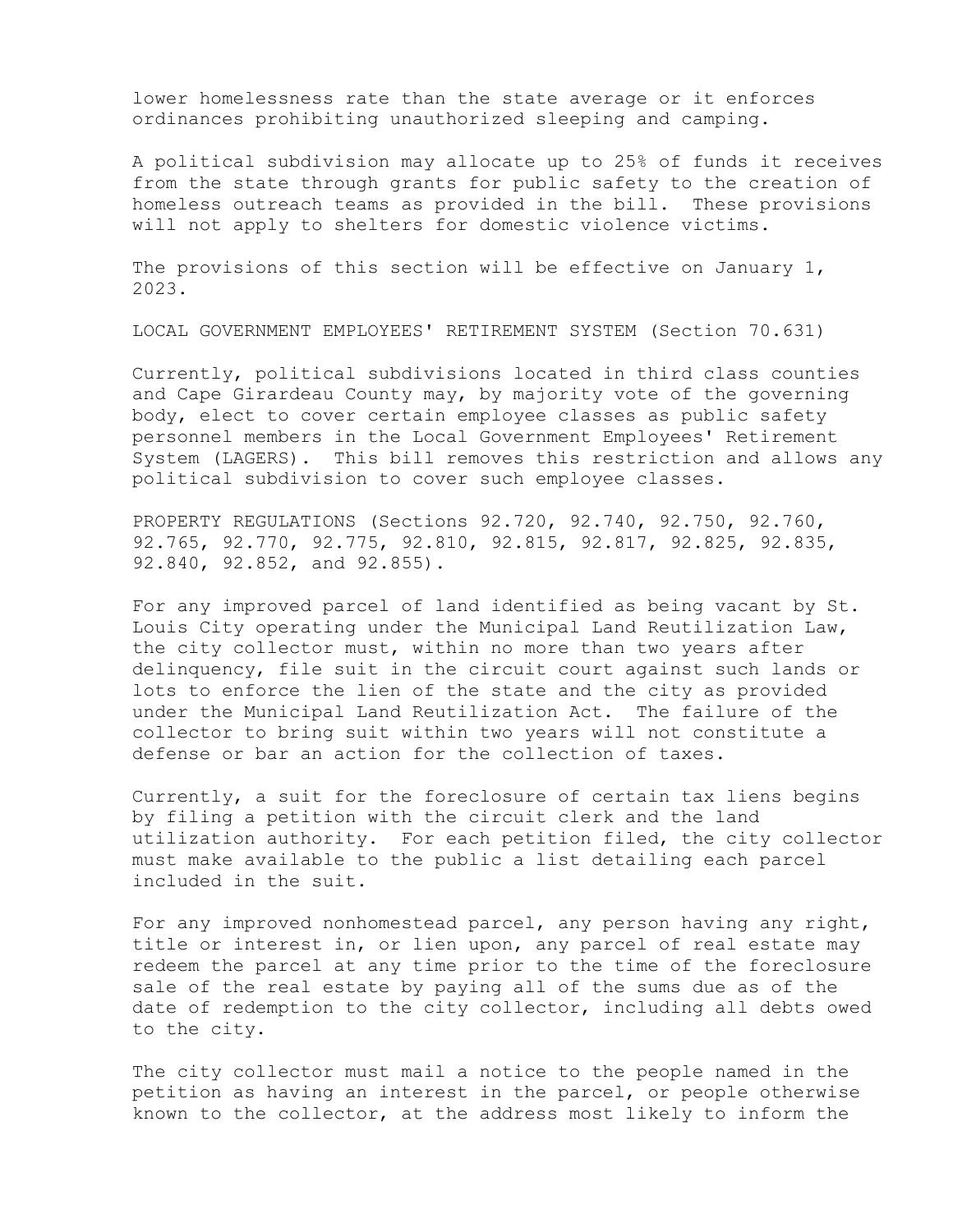lower homelessness rate than the state average or it enforces ordinances prohibiting unauthorized sleeping and camping.

A political subdivision may allocate up to 25% of funds it receives from the state through grants for public safety to the creation of homeless outreach teams as provided in the bill. These provisions will not apply to shelters for domestic violence victims.

The provisions of this section will be effective on January 1, 2023.

LOCAL GOVERNMENT EMPLOYEES' RETIREMENT SYSTEM (Section 70.631)

Currently, political subdivisions located in third class counties and Cape Girardeau County may, by majority vote of the governing body, elect to cover certain employee classes as public safety personnel members in the Local Government Employees' Retirement System (LAGERS). This bill removes this restriction and allows any political subdivision to cover such employee classes.

PROPERTY REGULATIONS (Sections 92.720, 92.740, 92.750, 92.760, 92.765, 92.770, 92.775, 92.810, 92.815, 92.817, 92.825, 92.835, 92.840, 92.852, and 92.855).

For any improved parcel of land identified as being vacant by St. Louis City operating under the Municipal Land Reutilization Law, the city collector must, within no more than two years after delinquency, file suit in the circuit court against such lands or lots to enforce the lien of the state and the city as provided under the Municipal Land Reutilization Act. The failure of the collector to bring suit within two years will not constitute a defense or bar an action for the collection of taxes.

Currently, a suit for the foreclosure of certain tax liens begins by filing a petition with the circuit clerk and the land utilization authority. For each petition filed, the city collector must make available to the public a list detailing each parcel included in the suit.

For any improved nonhomestead parcel, any person having any right, title or interest in, or lien upon, any parcel of real estate may redeem the parcel at any time prior to the time of the foreclosure sale of the real estate by paying all of the sums due as of the date of redemption to the city collector, including all debts owed to the city.

The city collector must mail a notice to the people named in the petition as having an interest in the parcel, or people otherwise known to the collector, at the address most likely to inform the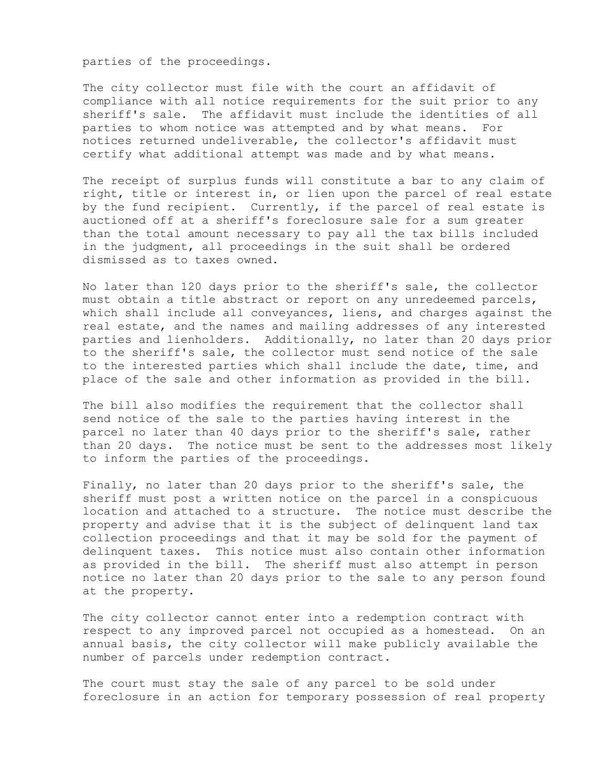parties of the proceedings.

The city collector must file with the court an affidavit of compliance with all notice requirements for the suit prior to any sheriff's sale. The affidavit must include the identities of all parties to whom notice was attempted and by what means. For notices returned undeliverable, the collector's affidavit must certify what additional attempt was made and by what means.

The receipt of surplus funds will constitute a bar to any claim of right, title or interest in, or lien upon the parcel of real estate by the fund recipient. Currently, if the parcel of real estate is auctioned off at a sheriff's foreclosure sale for a sum greater than the total amount necessary to pay all the tax bills included in the judgment, all proceedings in the suit shall be ordered dismissed as to taxes owned.

No later than 120 days prior to the sheriff's sale, the collector must obtain a title abstract or report on any unredeemed parcels, which shall include all conveyances, liens, and charges against the real estate, and the names and mailing addresses of any interested parties and lienholders. Additionally, no later than 20 days prior to the sheriff's sale, the collector must send notice of the sale to the interested parties which shall include the date, time, and place of the sale and other information as provided in the bill.

The bill also modifies the requirement that the collector shall send notice of the sale to the parties having interest in the parcel no later than 40 days prior to the sheriff's sale, rather than 20 days. The notice must be sent to the addresses most likely to inform the parties of the proceedings.

Finally, no later than 20 days prior to the sheriff's sale, the sheriff must post a written notice on the parcel in a conspicuous location and attached to a structure. The notice must describe the property and advise that it is the subject of delinquent land tax collection proceedings and that it may be sold for the payment of delinquent taxes. This notice must also contain other information as provided in the bill. The sheriff must also attempt in person notice no later than 20 days prior to the sale to any person found at the property.

The city collector cannot enter into a redemption contract with respect to any improved parcel not occupied as a homestead. On an annual basis, the city collector will make publicly available the number of parcels under redemption contract.

The court must stay the sale of any parcel to be sold under foreclosure in an action for temporary possession of real property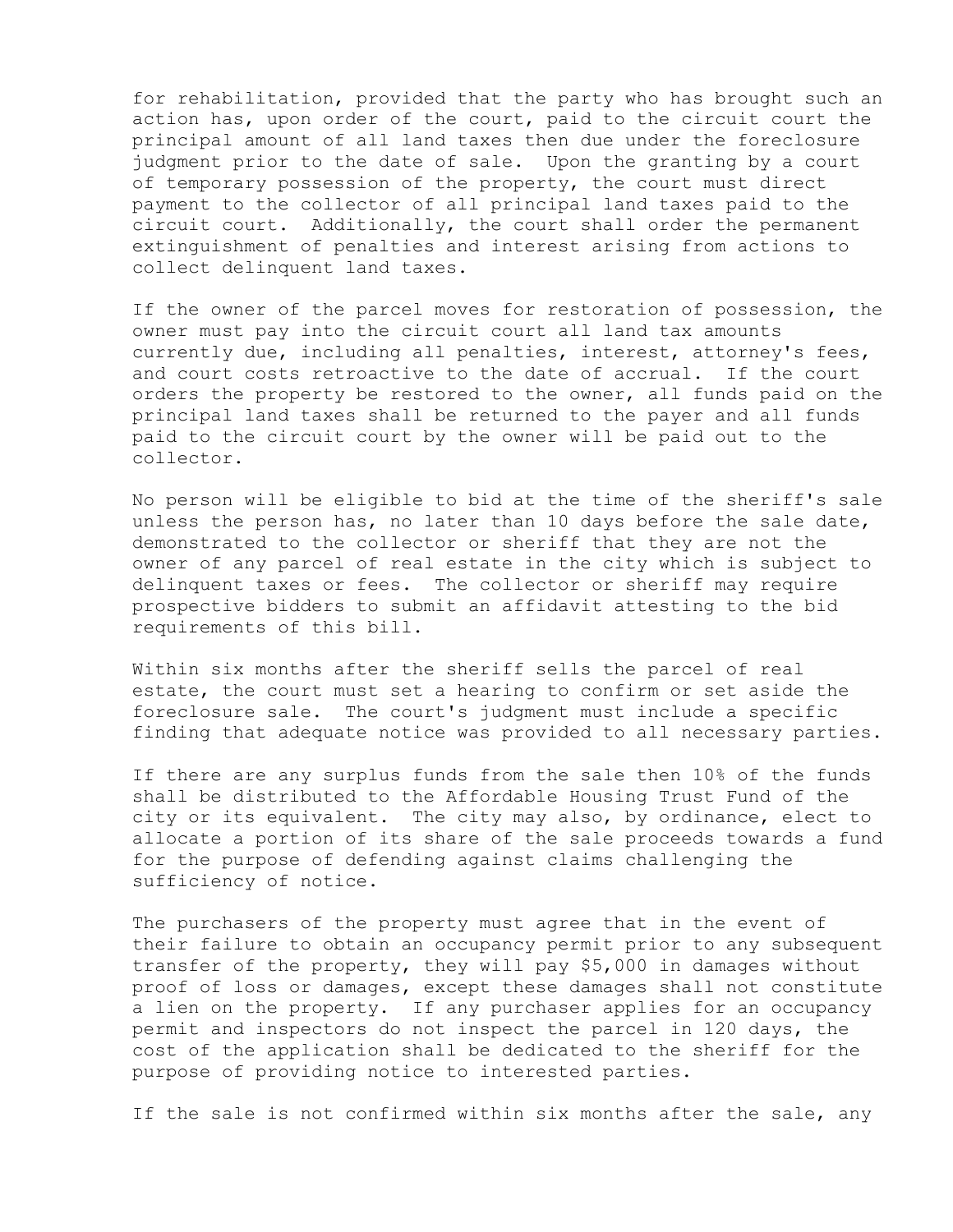for rehabilitation, provided that the party who has brought such an action has, upon order of the court, paid to the circuit court the principal amount of all land taxes then due under the foreclosure judgment prior to the date of sale. Upon the granting by a court of temporary possession of the property, the court must direct payment to the collector of all principal land taxes paid to the circuit court. Additionally, the court shall order the permanent extinguishment of penalties and interest arising from actions to collect delinquent land taxes.

If the owner of the parcel moves for restoration of possession, the owner must pay into the circuit court all land tax amounts currently due, including all penalties, interest, attorney's fees, and court costs retroactive to the date of accrual. If the court orders the property be restored to the owner, all funds paid on the principal land taxes shall be returned to the payer and all funds paid to the circuit court by the owner will be paid out to the collector.

No person will be eligible to bid at the time of the sheriff's sale unless the person has, no later than 10 days before the sale date, demonstrated to the collector or sheriff that they are not the owner of any parcel of real estate in the city which is subject to delinquent taxes or fees. The collector or sheriff may require prospective bidders to submit an affidavit attesting to the bid requirements of this bill.

Within six months after the sheriff sells the parcel of real estate, the court must set a hearing to confirm or set aside the foreclosure sale. The court's judgment must include a specific finding that adequate notice was provided to all necessary parties.

If there are any surplus funds from the sale then 10% of the funds shall be distributed to the Affordable Housing Trust Fund of the city or its equivalent. The city may also, by ordinance, elect to allocate a portion of its share of the sale proceeds towards a fund for the purpose of defending against claims challenging the sufficiency of notice.

The purchasers of the property must agree that in the event of their failure to obtain an occupancy permit prior to any subsequent transfer of the property, they will pay $5,000 in damages without proof of loss or damages, except these damages shall not constitute a lien on the property. If any purchaser applies for an occupancy permit and inspectors do not inspect the parcel in 120 days, the cost of the application shall be dedicated to the sheriff for the purpose of providing notice to interested parties.

If the sale is not confirmed within six months after the sale, any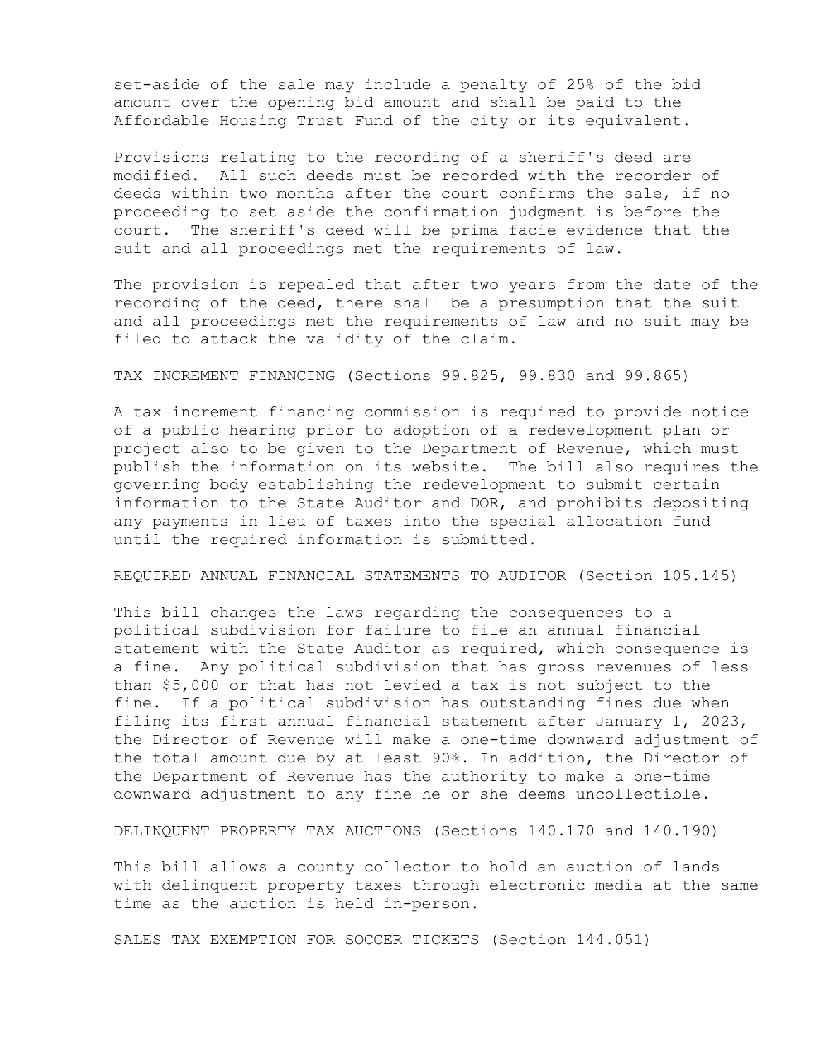set-aside of the sale may include a penalty of 25% of the bid amount over the opening bid amount and shall be paid to the Affordable Housing Trust Fund of the city or its equivalent.

Provisions relating to the recording of a sheriff's deed are modified. All such deeds must be recorded with the recorder of deeds within two months after the court confirms the sale, if no proceeding to set aside the confirmation judgment is before the court. The sheriff's deed will be prima facie evidence that the suit and all proceedings met the requirements of law.

The provision is repealed that after two years from the date of the recording of the deed, there shall be a presumption that the suit and all proceedings met the requirements of law and no suit may be filed to attack the validity of the claim.

TAX INCREMENT FINANCING (Sections 99.825, 99.830 and 99.865)

A tax increment financing commission is required to provide notice of a public hearing prior to adoption of a redevelopment plan or project also to be given to the Department of Revenue, which must publish the information on its website. The bill also requires the governing body establishing the redevelopment to submit certain information to the State Auditor and DOR, and prohibits depositing any payments in lieu of taxes into the special allocation fund until the required information is submitted.

REQUIRED ANNUAL FINANCIAL STATEMENTS TO AUDITOR (Section 105.145)

This bill changes the laws regarding the consequences to a political subdivision for failure to file an annual financial statement with the State Auditor as required, which consequence is a fine. Any political subdivision that has gross revenues of less than $5,000 or that has not levied a tax is not subject to the fine. If a political subdivision has outstanding fines due when filing its first annual financial statement after January 1, 2023, the Director of Revenue will make a one-time downward adjustment of the total amount due by at least 90%. In addition, the Director of the Department of Revenue has the authority to make a one-time downward adjustment to any fine he or she deems uncollectible.

DELINQUENT PROPERTY TAX AUCTIONS (Sections 140.170 and 140.190)

This bill allows a county collector to hold an auction of lands with delinquent property taxes through electronic media at the same time as the auction is held in-person.

SALES TAX EXEMPTION FOR SOCCER TICKETS (Section 144.051)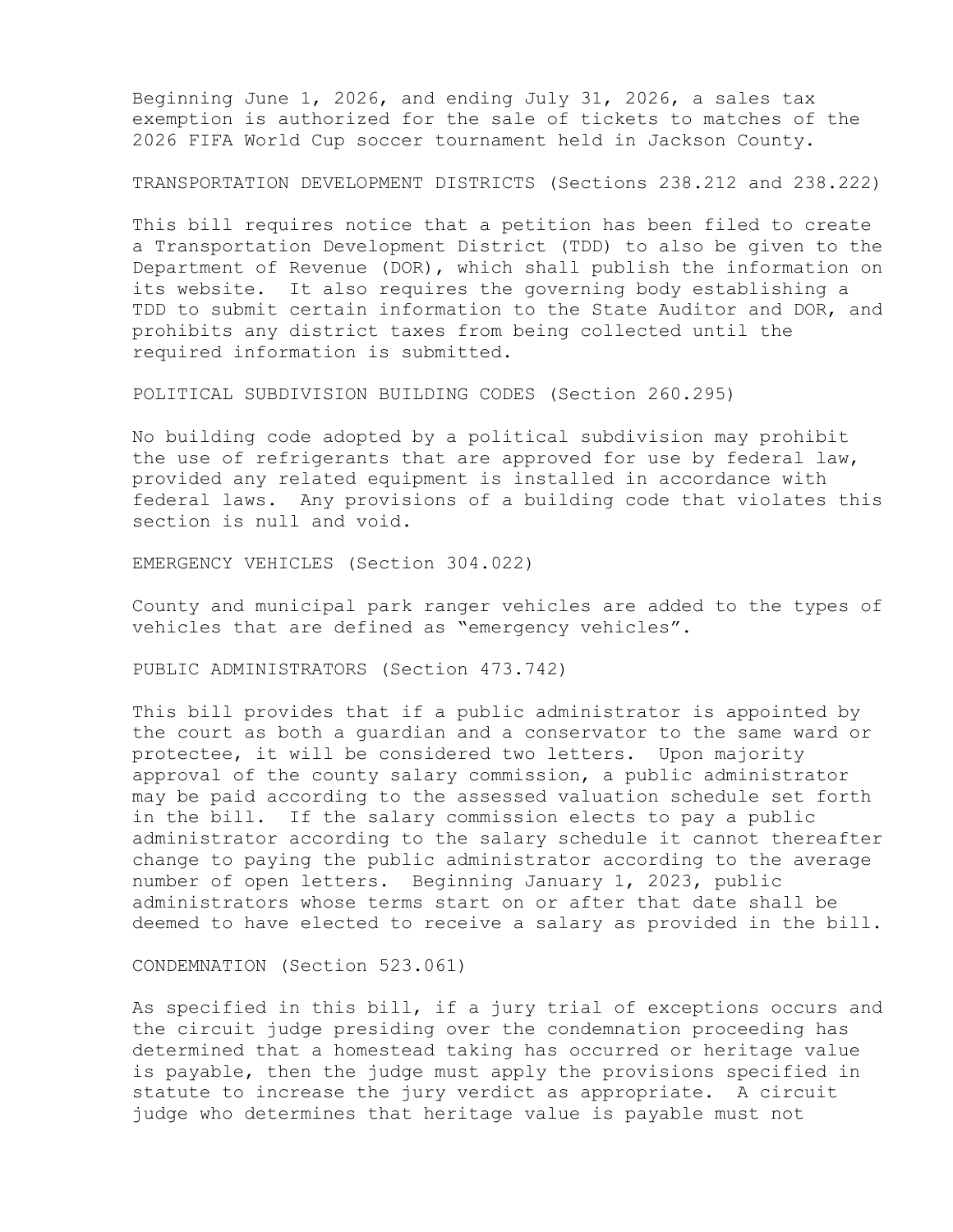Beginning June 1, 2026, and ending July 31, 2026, a sales tax exemption is authorized for the sale of tickets to matches of the 2026 FIFA World Cup soccer tournament held in Jackson County.

TRANSPORTATION DEVELOPMENT DISTRICTS (Sections 238.212 and 238.222)

This bill requires notice that a petition has been filed to create a Transportation Development District (TDD) to also be given to the Department of Revenue (DOR), which shall publish the information on its website. It also requires the governing body establishing a TDD to submit certain information to the State Auditor and DOR, and prohibits any district taxes from being collected until the required information is submitted.

POLITICAL SUBDIVISION BUILDING CODES (Section 260.295)

No building code adopted by a political subdivision may prohibit the use of refrigerants that are approved for use by federal law, provided any related equipment is installed in accordance with federal laws. Any provisions of a building code that violates this section is null and void.

EMERGENCY VEHICLES (Section 304.022)

County and municipal park ranger vehicles are added to the types of vehicles that are defined as "emergency vehicles".

PUBLIC ADMINISTRATORS (Section 473.742)

This bill provides that if a public administrator is appointed by the court as both a guardian and a conservator to the same ward or protectee, it will be considered two letters. Upon majority approval of the county salary commission, a public administrator may be paid according to the assessed valuation schedule set forth in the bill. If the salary commission elects to pay a public administrator according to the salary schedule it cannot thereafter change to paying the public administrator according to the average number of open letters. Beginning January 1, 2023, public administrators whose terms start on or after that date shall be deemed to have elected to receive a salary as provided in the bill.

CONDEMNATION (Section 523.061)

As specified in this bill, if a jury trial of exceptions occurs and the circuit judge presiding over the condemnation proceeding has determined that a homestead taking has occurred or heritage value is payable, then the judge must apply the provisions specified in statute to increase the jury verdict as appropriate. A circuit judge who determines that heritage value is payable must not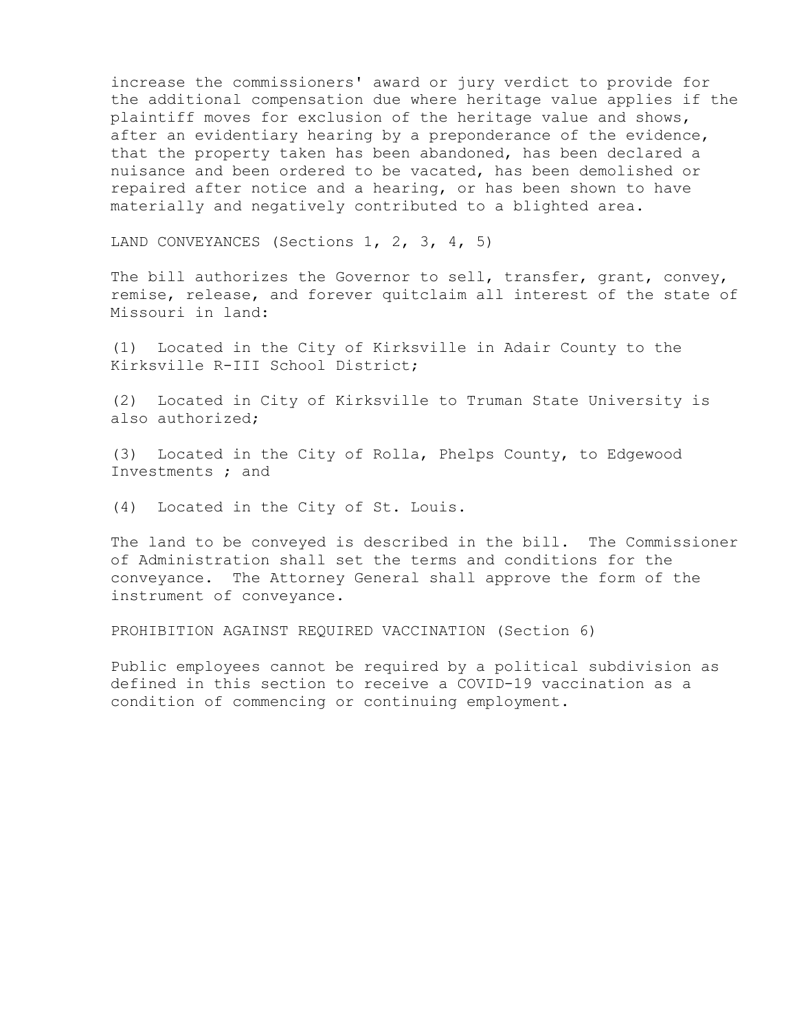increase the commissioners' award or jury verdict to provide for the additional compensation due where heritage value applies if the plaintiff moves for exclusion of the heritage value and shows, after an evidentiary hearing by a preponderance of the evidence, that the property taken has been abandoned, has been declared a nuisance and been ordered to be vacated, has been demolished or repaired after notice and a hearing, or has been shown to have materially and negatively contributed to a blighted area.

LAND CONVEYANCES (Sections 1, 2, 3, 4, 5)

The bill authorizes the Governor to sell, transfer, grant, convey, remise, release, and forever quitclaim all interest of the state of Missouri in land:

(1) Located in the City of Kirksville in Adair County to the Kirksville R-III School District;

(2) Located in City of Kirksville to Truman State University is also authorized;

(3) Located in the City of Rolla, Phelps County, to Edgewood Investments ; and

(4) Located in the City of St. Louis.

The land to be conveyed is described in the bill. The Commissioner of Administration shall set the terms and conditions for the conveyance. The Attorney General shall approve the form of the instrument of conveyance.

PROHIBITION AGAINST REQUIRED VACCINATION (Section 6)

Public employees cannot be required by a political subdivision as defined in this section to receive a COVID-19 vaccination as a condition of commencing or continuing employment.